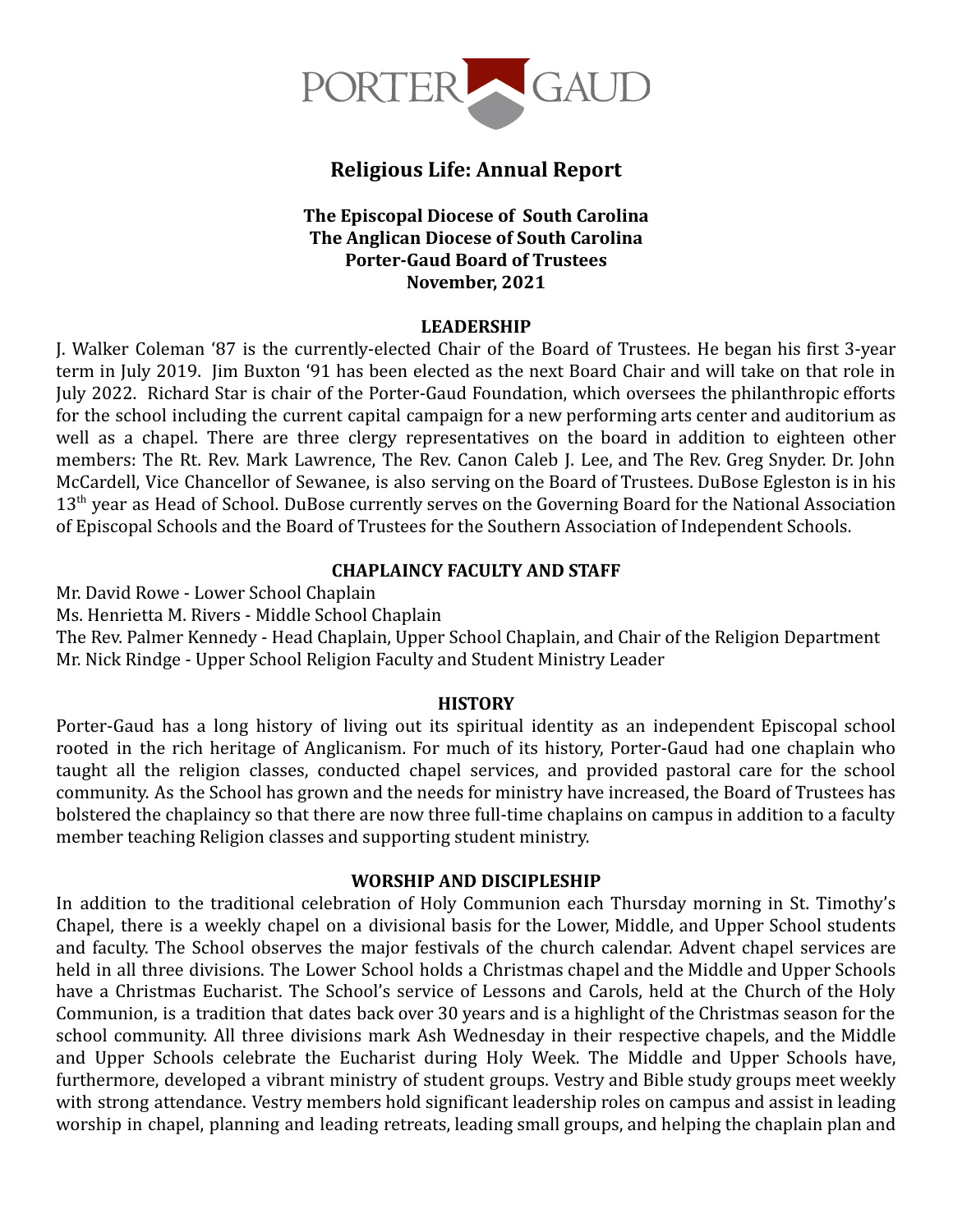PORTER GAUD

# Religious Life: Annual Report

**The Episcopal Diocese of South Carolina**
**The Anglican Diocese of South Carolina**
**Porter-Gaud Board of Trustees**
**November, 2021**

## LEADERSHIP

J. Walker Coleman '87 is the currently-elected Chair of the Board of Trustees. He began his first 3-year term in July 2019. Jim Buxton '91 has been elected as the next Board Chair and will take on that role in July 2022. Richard Star is chair of the Porter-Gaud Foundation, which oversees the philanthropic efforts for the school including the current capital campaign for a new performing arts center and auditorium as well as a chapel. There are three clergy representatives on the board in addition to eighteen other members: The Rt. Rev. Mark Lawrence, The Rev. Canon Caleb J. Lee, and The Rev. Greg Snyder. Dr. John McCardell, Vice Chancellor of Sewanee, is also serving on the Board of Trustees. DuBose Egleston is in his 13th year as Head of School. DuBose currently serves on the Governing Board for the National Association of Episcopal Schools and the Board of Trustees for the Southern Association of Independent Schools.

## CHAPLAINCY FACULTY AND STAFF

Mr. David Rowe - Lower School Chaplain
Ms. Henrietta M. Rivers - Middle School Chaplain
The Rev. Palmer Kennedy - Head Chaplain, Upper School Chaplain, and Chair of the Religion Department
Mr. Nick Rindge - Upper School Religion Faculty and Student Ministry Leader

## HISTORY

Porter-Gaud has a long history of living out its spiritual identity as an independent Episcopal school rooted in the rich heritage of Anglicanism. For much of its history, Porter-Gaud had one chaplain who taught all the religion classes, conducted chapel services, and provided pastoral care for the school community. As the School has grown and the needs for ministry have increased, the Board of Trustees has bolstered the chaplaincy so that there are now three full-time chaplains on campus in addition to a faculty member teaching Religion classes and supporting student ministry.

## WORSHIP AND DISCIPLESHIP

In addition to the traditional celebration of Holy Communion each Thursday morning in St. Timothy's Chapel, there is a weekly chapel on a divisional basis for the Lower, Middle, and Upper School students and faculty. The School observes the major festivals of the church calendar. Advent chapel services are held in all three divisions. The Lower School holds a Christmas chapel and the Middle and Upper Schools have a Christmas Eucharist. The School's service of Lessons and Carols, held at the Church of the Holy Communion, is a tradition that dates back over 30 years and is a highlight of the Christmas season for the school community. All three divisions mark Ash Wednesday in their respective chapels, and the Middle and Upper Schools celebrate the Eucharist during Holy Week. The Middle and Upper Schools have, furthermore, developed a vibrant ministry of student groups. Vestry and Bible study groups meet weekly with strong attendance. Vestry members hold significant leadership roles on campus and assist in leading worship in chapel, planning and leading retreats, leading small groups, and helping the chaplain plan and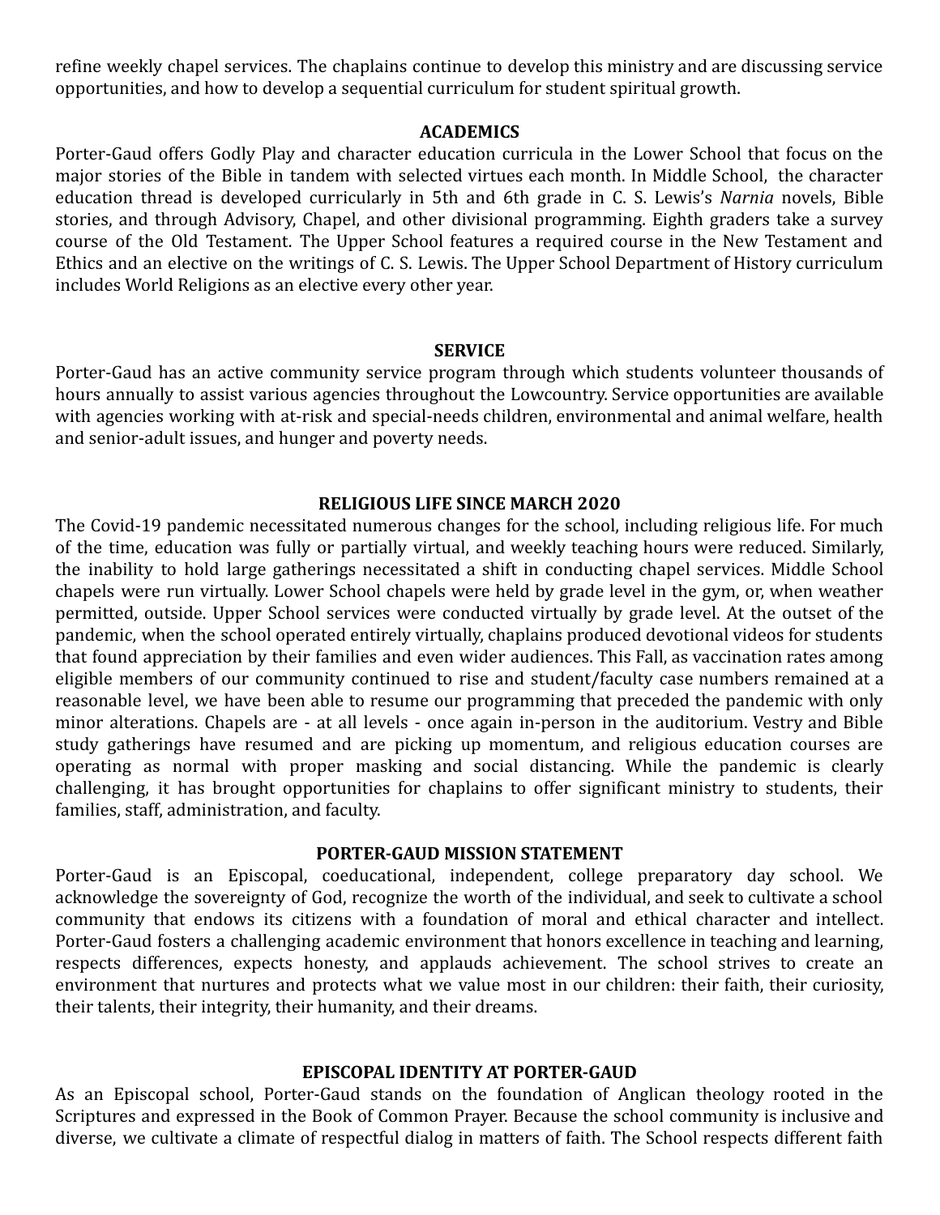refine weekly chapel services. The chaplains continue to develop this ministry and are discussing service opportunities, and how to develop a sequential curriculum for student spiritual growth.

## ACADEMICS

Porter-Gaud offers Godly Play and character education curricula in the Lower School that focus on the major stories of the Bible in tandem with selected virtues each month. In Middle School, the character education thread is developed curricularly in 5th and 6th grade in C. S. Lewis's *Narnia* novels, Bible stories, and through Advisory, Chapel, and other divisional programming. Eighth graders take a survey course of the Old Testament. The Upper School features a required course in the New Testament and Ethics and an elective on the writings of C. S. Lewis. The Upper School Department of History curriculum includes World Religions as an elective every other year.

## SERVICE

Porter-Gaud has an active community service program through which students volunteer thousands of hours annually to assist various agencies throughout the Lowcountry. Service opportunities are available with agencies working with at-risk and special-needs children, environmental and animal welfare, health and senior-adult issues, and hunger and poverty needs.

## RELIGIOUS LIFE SINCE MARCH 2020

The Covid-19 pandemic necessitated numerous changes for the school, including religious life. For much of the time, education was fully or partially virtual, and weekly teaching hours were reduced. Similarly, the inability to hold large gatherings necessitated a shift in conducting chapel services. Middle School chapels were run virtually. Lower School chapels were held by grade level in the gym, or, when weather permitted, outside. Upper School services were conducted virtually by grade level. At the outset of the pandemic, when the school operated entirely virtually, chaplains produced devotional videos for students that found appreciation by their families and even wider audiences. This Fall, as vaccination rates among eligible members of our community continued to rise and student/faculty case numbers remained at a reasonable level, we have been able to resume our programming that preceded the pandemic with only minor alterations. Chapels are - at all levels - once again in-person in the auditorium. Vestry and Bible study gatherings have resumed and are picking up momentum, and religious education courses are operating as normal with proper masking and social distancing. While the pandemic is clearly challenging, it has brought opportunities for chaplains to offer significant ministry to students, their families, staff, administration, and faculty.

## PORTER-GAUD MISSION STATEMENT

Porter-Gaud is an Episcopal, coeducational, independent, college preparatory day school. We acknowledge the sovereignty of God, recognize the worth of the individual, and seek to cultivate a school community that endows its citizens with a foundation of moral and ethical character and intellect. Porter-Gaud fosters a challenging academic environment that honors excellence in teaching and learning, respects differences, expects honesty, and applauds achievement. The school strives to create an environment that nurtures and protects what we value most in our children: their faith, their curiosity, their talents, their integrity, their humanity, and their dreams.

## EPISCOPAL IDENTITY AT PORTER-GAUD

As an Episcopal school, Porter-Gaud stands on the foundation of Anglican theology rooted in the Scriptures and expressed in the Book of Common Prayer. Because the school community is inclusive and diverse, we cultivate a climate of respectful dialog in matters of faith. The School respects different faith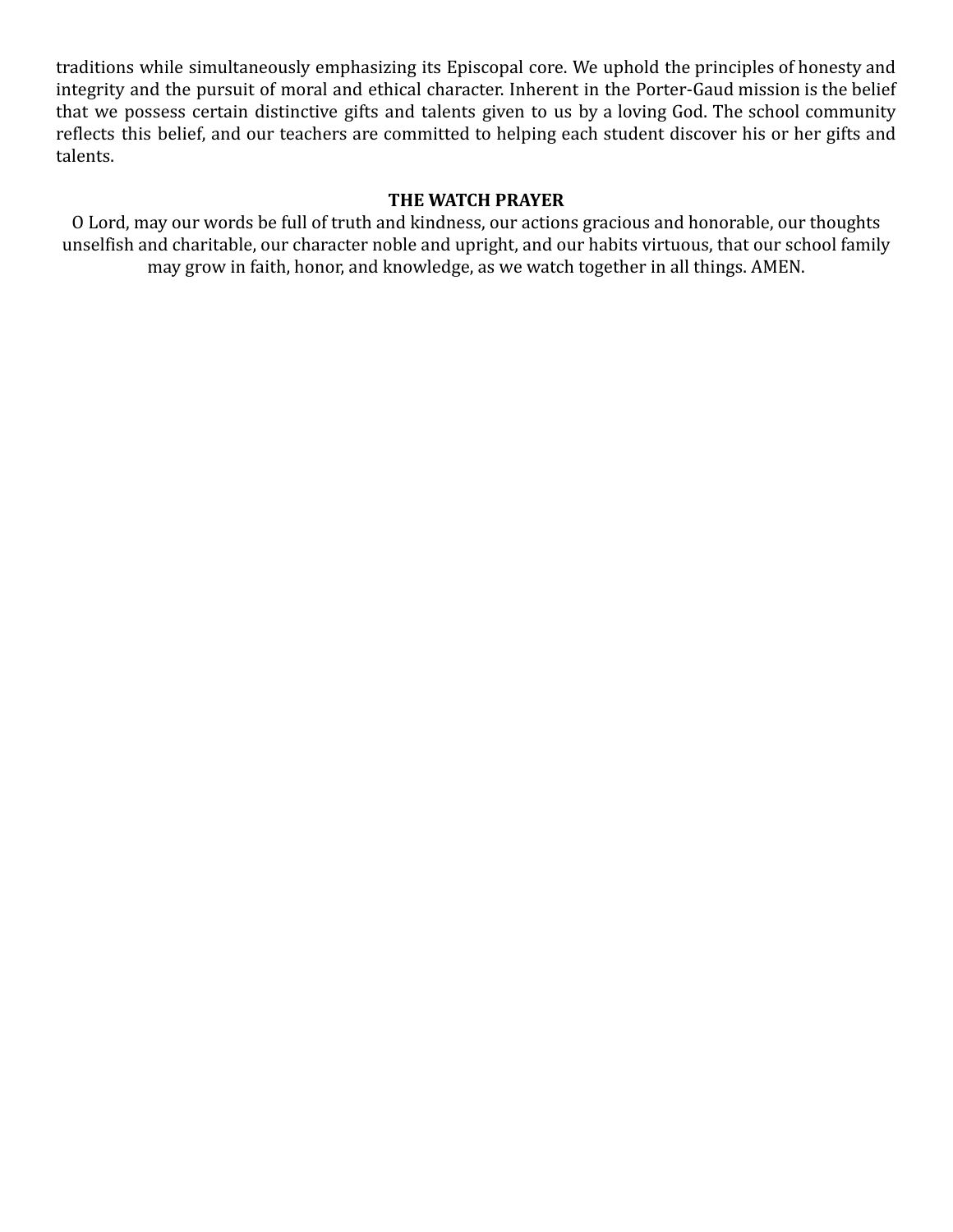traditions while simultaneously emphasizing its Episcopal core. We uphold the principles of honesty and integrity and the pursuit of moral and ethical character. Inherent in the Porter-Gaud mission is the belief that we possess certain distinctive gifts and talents given to us by a loving God. The school community reflects this belief, and our teachers are committed to helping each student discover his or her gifts and talents.

**THE WATCH PRAYER**

O Lord, may our words be full of truth and kindness, our actions gracious and honorable, our thoughts unselfish and charitable, our character noble and upright, and our habits virtuous, that our school family may grow in faith, honor, and knowledge, as we watch together in all things. AMEN.